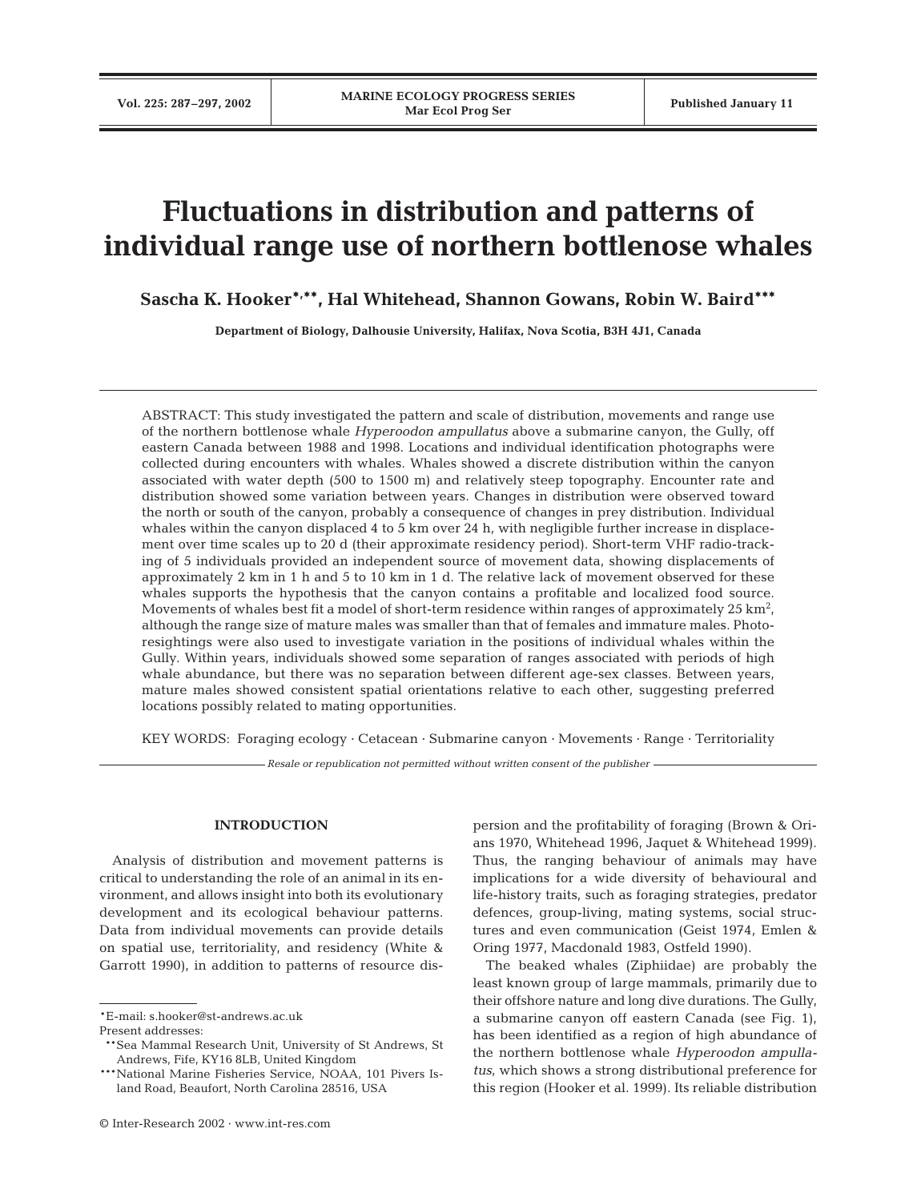# Fluctuations in distribution and patterns of individual range use of northern bottlenose whales

**Sascha K. Hooker[*,**], Hal Whitehead, Shannon Gowans, Robin W. Baird[***]**

**Department of Biology, Dalhousie University, Halifax, Nova Scotia, B3H 4J1, Canada**

ABSTRACT: This study investigated the pattern and scale of distribution, movements and range use of the northern bottlenose whale *Hyperoodon ampullatus* above a submarine canyon, the Gully, off eastern Canada between 1988 and 1998. Locations and individual identification photographs were collected during encounters with whales. Whales showed a discrete distribution within the canyon associated with water depth (500 to 1500 m) and relatively steep topography. Encounter rate and distribution showed some variation between years. Changes in distribution were observed toward the north or south of the canyon, probably a consequence of changes in prey distribution. Individual whales within the canyon displaced 4 to 5 km over 24 h, with negligible further increase in displacement over time scales up to 20 d (their approximate residency period). Short-term VHF radio-tracking of 5 individuals provided an independent source of movement data, showing displacements of approximately 2 km in 1 h and 5 to 10 km in 1 d. The relative lack of movement observed for these whales supports the hypothesis that the canyon contains a profitable and localized food source. Movements of whales best fit a model of short-term residence within ranges of approximately 25 km$^2$, although the range size of mature males was smaller than that of females and immature males. Photo-resightings were also used to investigate variation in the positions of individual whales within the Gully. Within years, individuals showed some separation of ranges associated with periods of high whale abundance, but there was no separation between different age-sex classes. Between years, mature males showed consistent spatial orientations relative to each other, suggesting preferred locations possibly related to mating opportunities.

KEY WORDS: Foraging ecology · Cetacean · Submarine canyon · Movements · Range · Territoriality

*Resale or republication not permitted without written consent of the publisher*

## INTRODUCTION

Analysis of distribution and movement patterns is critical to understanding the role of an animal in its environment, and allows insight into both its evolutionary development and its ecological behaviour patterns. Data from individual movements can provide details on spatial use, territoriality, and residency (White & Garrott 1990), in addition to patterns of resource dispersion and the profitability of foraging (Brown & Orians 1970, Whitehead 1996, Jaquet & Whitehead 1999). Thus, the ranging behaviour of animals may have implications for a wide diversity of behavioural and life-history traits, such as foraging strategies, predator defences, group-living, mating systems, social structures and even communication (Geist 1974, Emlen & Oring 1977, Macdonald 1983, Ostfeld 1990).

The beaked whales (Ziphiidae) are probably the least known group of large mammals, primarily due to their offshore nature and long dive durations. The Gully, a submarine canyon off eastern Canada (see Fig. 1), has been identified as a region of high abundance of the northern bottlenose whale *Hyperoodon ampullatus*, which shows a strong distributional preference for this region (Hooker et al. 1999). Its reliable distribution

[*]E-mail: s.hooker@st-andrews.ac.uk

Present addresses:

[**]Sea Mammal Research Unit, University of St Andrews, St Andrews, Fife, KY16 8LB, United Kingdom

[***]National Marine Fisheries Service, NOAA, 101 Pivers Island Road, Beaufort, North Carolina 28516, USA

© Inter-Research 2002 · www.int-res.com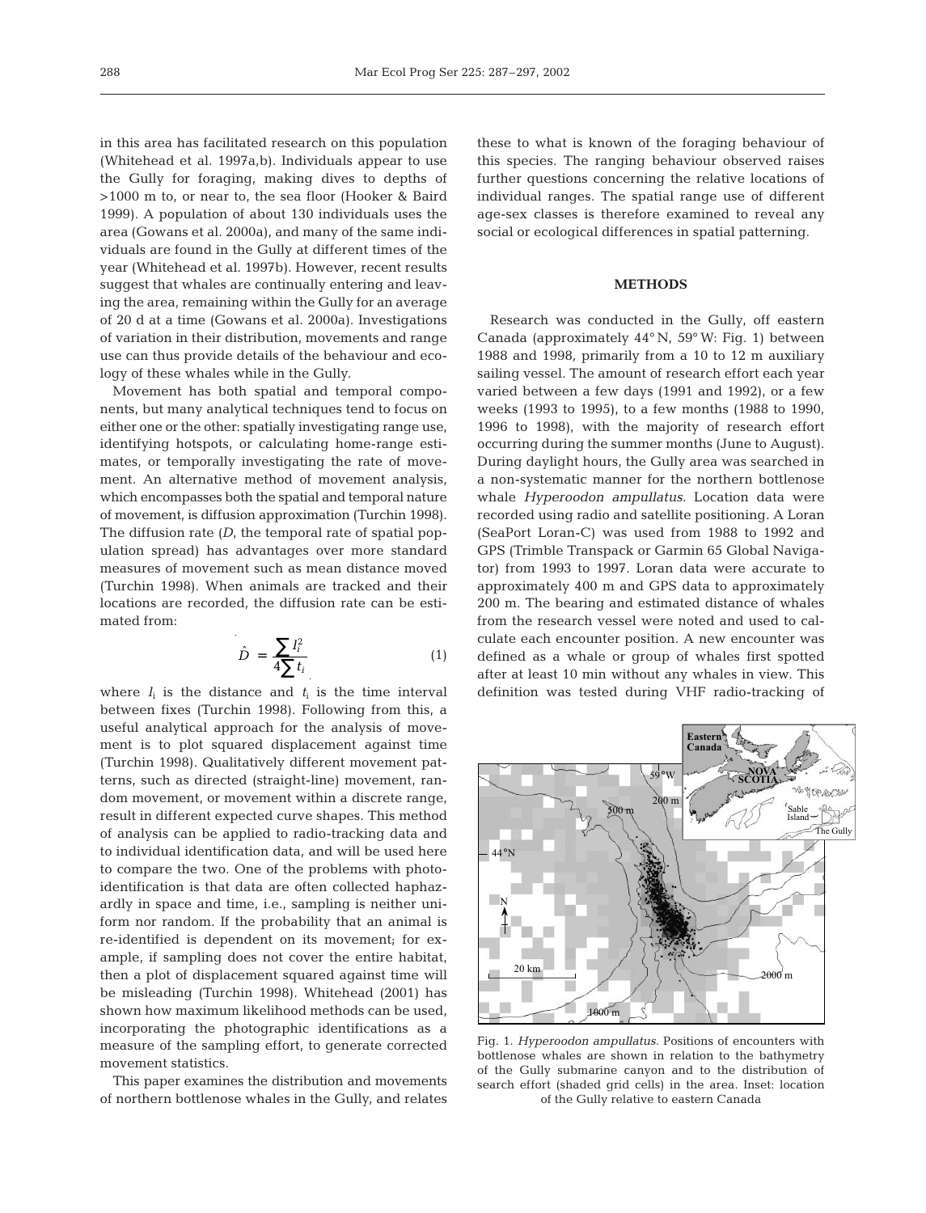in this area has facilitated research on this population (Whitehead et al. 1997a,b). Individuals appear to use the Gully for foraging, making dives to depths of >1000 m to, or near to, the sea floor (Hooker & Baird 1999). A population of about 130 individuals uses the area (Gowans et al. 2000a), and many of the same individuals are found in the Gully at different times of the year (Whitehead et al. 1997b). However, recent results suggest that whales are continually entering and leaving the area, remaining within the Gully for an average of 20 d at a time (Gowans et al. 2000a). Investigations of variation in their distribution, movements and range use can thus provide details of the behaviour and ecology of these whales while in the Gully.

Movement has both spatial and temporal components, but many analytical techniques tend to focus on either one or the other: spatially investigating range use, identifying hotspots, or calculating home-range estimates, or temporally investigating the rate of movement. An alternative method of movement analysis, which encompasses both the spatial and temporal nature of movement, is diffusion approximation (Turchin 1998). The diffusion rate (*D*, the temporal rate of spatial population spread) has advantages over more standard measures of movement such as mean distance moved (Turchin 1998). When animals are tracked and their locations are recorded, the diffusion rate can be estimated from:

$$\hat{D} = \frac{\sum l_i^2}{4\sum t_i} \quad (1)$$

where $l_i$ is the distance and $t_i$ is the time interval between fixes (Turchin 1998). Following from this, a useful analytical approach for the analysis of movement is to plot squared displacement against time (Turchin 1998). Qualitatively different movement patterns, such as directed (straight-line) movement, random movement, or movement within a discrete range, result in different expected curve shapes. This method of analysis can be applied to radio-tracking data and to individual identification data, and will be used here to compare the two. One of the problems with photo-identification is that data are often collected haphazardly in space and time, i.e., sampling is neither uniform nor random. If the probability that an animal is re-identified is dependent on its movement; for example, if sampling does not cover the entire habitat, then a plot of displacement squared against time will be misleading (Turchin 1998). Whitehead (2001) has shown how maximum likelihood methods can be used, incorporating the photographic identifications as a measure of the sampling effort, to generate corrected movement statistics.

This paper examines the distribution and movements of northern bottlenose whales in the Gully, and relates these to what is known of the foraging behaviour of this species. The ranging behaviour observed raises further questions concerning the relative locations of individual ranges. The spatial range use of different age-sex classes is therefore examined to reveal any social or ecological differences in spatial patterning.

## METHODS

Research was conducted in the Gully, off eastern Canada (approximately 44° N, 59° W: Fig. 1) between 1988 and 1998, primarily from a 10 to 12 m auxiliary sailing vessel. The amount of research effort each year varied between a few days (1991 and 1992), or a few weeks (1993 to 1995), to a few months (1988 to 1990, 1996 to 1998), with the majority of research effort occurring during the summer months (June to August). During daylight hours, the Gully area was searched in a non-systematic manner for the northern bottlenose whale *Hyperoodon ampullatus*. Location data were recorded using radio and satellite positioning. A Loran (SeaPort Loran-C) was used from 1988 to 1992 and GPS (Trimble Transpack or Garmin 65 Global Navigator) from 1993 to 1997. Loran data were accurate to approximately 400 m and GPS data to approximately 200 m. The bearing and estimated distance of whales from the research vessel were noted and used to calculate each encounter position. A new encounter was defined as a whale or group of whales first spotted after at least 10 min without any whales in view. This definition was tested during VHF radio-tracking of

Fig. 1. *Hyperoodon ampullatus*. Positions of encounters with bottlenose whales are shown in relation to the bathymetry of the Gully submarine canyon and to the distribution of search effort (shaded grid cells) in the area. Inset: location of the Gully relative to eastern Canada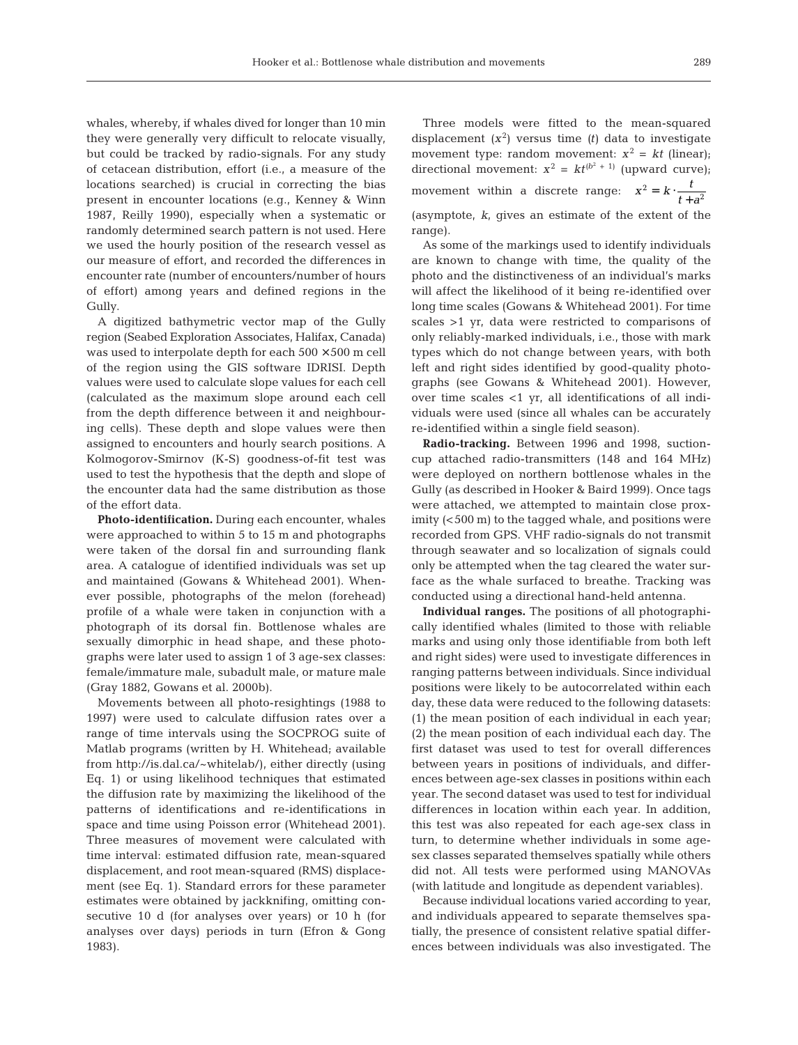whales, whereby, if whales dived for longer than 10 min they were generally very difficult to relocate visually, but could be tracked by radio-signals. For any study of cetacean distribution, effort (i.e., a measure of the locations searched) is crucial in correcting the bias present in encounter locations (e.g., Kenney & Winn 1987, Reilly 1990), especially when a systematic or randomly determined search pattern is not used. Here we used the hourly position of the research vessel as our measure of effort, and recorded the differences in encounter rate (number of encounters/number of hours of effort) among years and defined regions in the Gully.

A digitized bathymetric vector map of the Gully region (Seabed Exploration Associates, Halifax, Canada) was used to interpolate depth for each 500 × 500 m cell of the region using the GIS software IDRISI. Depth values were used to calculate slope values for each cell (calculated as the maximum slope around each cell from the depth difference between it and neighbouring cells). These depth and slope values were then assigned to encounters and hourly search positions. A Kolmogorov-Smirnov (K-S) goodness-of-fit test was used to test the hypothesis that the depth and slope of the encounter data had the same distribution as those of the effort data.

**Photo-identification.** During each encounter, whales were approached to within 5 to 15 m and photographs were taken of the dorsal fin and surrounding flank area. A catalogue of identified individuals was set up and maintained (Gowans & Whitehead 2001). Whenever possible, photographs of the melon (forehead) profile of a whale were taken in conjunction with a photograph of its dorsal fin. Bottlenose whales are sexually dimorphic in head shape, and these photographs were later used to assign 1 of 3 age-sex classes: female/immature male, subadult male, or mature male (Gray 1882, Gowans et al. 2000b).

Movements between all photo-resightings (1988 to 1997) were used to calculate diffusion rates over a range of time intervals using the SOCPROG suite of Matlab programs (written by H. Whitehead; available from http://is.dal.ca/~whitelab/), either directly (using Eq. 1) or using likelihood techniques that estimated the diffusion rate by maximizing the likelihood of the patterns of identifications and re-identifications in space and time using Poisson error (Whitehead 2001). Three measures of movement were calculated with time interval: estimated diffusion rate, mean-squared displacement, and root mean-squared (RMS) displacement (see Eq. 1). Standard errors for these parameter estimates were obtained by jackknifing, omitting consecutive 10 d (for analyses over years) or 10 h (for analyses over days) periods in turn (Efron & Gong 1983).

Three models were fitted to the mean-squared displacement ($x^2$) versus time ($t$) data to investigate movement type: random movement: $x^2 = kt$ (linear); directional movement: $x^2 = kt^{(b^2+1)}$ (upward curve); movement within a discrete range: $x^2 = k \cdot \frac{t}{t + a^2}$ (asymptote, $k$, gives an estimate of the extent of the range).

As some of the markings used to identify individuals are known to change with time, the quality of the photo and the distinctiveness of an individual's marks will affect the likelihood of it being re-identified over long time scales (Gowans & Whitehead 2001). For time scales >1 yr, data were restricted to comparisons of only reliably-marked individuals, i.e., those with mark types which do not change between years, with both left and right sides identified by good-quality photographs (see Gowans & Whitehead 2001). However, over time scales <1 yr, all identifications of all individuals were used (since all whales can be accurately re-identified within a single field season).

**Radio-tracking.** Between 1996 and 1998, suction-cup attached radio-transmitters (148 and 164 MHz) were deployed on northern bottlenose whales in the Gully (as described in Hooker & Baird 1999). Once tags were attached, we attempted to maintain close proximity (<500 m) to the tagged whale, and positions were recorded from GPS. VHF radio-signals do not transmit through seawater and so localization of signals could only be attempted when the tag cleared the water surface as the whale surfaced to breathe. Tracking was conducted using a directional hand-held antenna.

**Individual ranges.** The positions of all photographically identified whales (limited to those with reliable marks and using only those identifiable from both left and right sides) were used to investigate differences in ranging patterns between individuals. Since individual positions were likely to be autocorrelated within each day, these data were reduced to the following datasets: (1) the mean position of each individual in each year; (2) the mean position of each individual each day. The first dataset was used to test for overall differences between years in positions of individuals, and differences between age-sex classes in positions within each year. The second dataset was used to test for individual differences in location within each year. In addition, this test was also repeated for each age-sex class in turn, to determine whether individuals in some age-sex classes separated themselves spatially while others did not. All tests were performed using MANOVAs (with latitude and longitude as dependent variables).

Because individual locations varied according to year, and individuals appeared to separate themselves spatially, the presence of consistent relative spatial differences between individuals was also investigated. The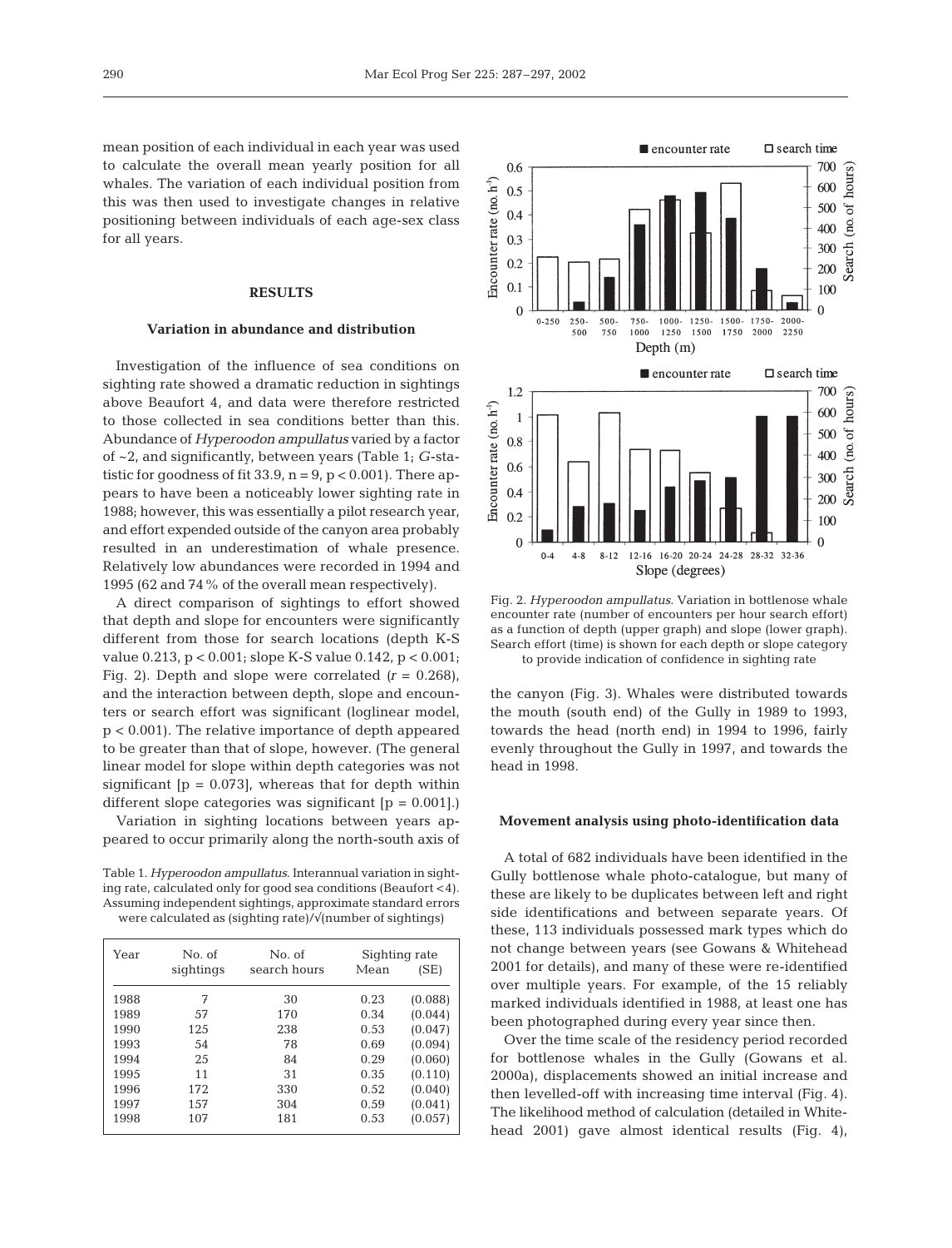mean position of each individual in each year was used to calculate the overall mean yearly position for all whales. The variation of each individual position from this was then used to investigate changes in relative positioning between individuals of each age-sex class for all years.

## RESULTS

### Variation in abundance and distribution

Investigation of the influence of sea conditions on sighting rate showed a dramatic reduction in sightings above Beaufort 4, and data were therefore restricted to those collected in sea conditions better than this. Abundance of *Hyperoodon ampullatus* varied by a factor of ~2, and significantly, between years (Table 1; *G*-statistic for goodness of fit 33.9, $n = 9$, $p < 0.001$). There appears to have been a noticeably lower sighting rate in 1988; however, this was essentially a pilot research year, and effort expended outside of the canyon area probably resulted in an underestimation of whale presence. Relatively low abundances were recorded in 1994 and 1995 (62 and 74% of the overall mean respectively).

A direct comparison of sightings to effort showed that depth and slope for encounters were significantly different from those for search locations (depth K-S value 0.213, $p < 0.001$; slope K-S value 0.142, $p < 0.001$; Fig. 2). Depth and slope were correlated ($r = 0.268$), and the interaction between depth, slope and encounters or search effort was significant (loglinear model, $p < 0.001$). The relative importance of depth appeared to be greater than that of slope, however. (The general linear model for slope within depth categories was not significant [$p = 0.073$], whereas that for depth within different slope categories was significant [$p = 0.001$].)

Variation in sighting locations between years appeared to occur primarily along the north-south axis of the canyon (Fig. 3). Whales were distributed towards the mouth (south end) of the Gully in 1989 to 1993, towards the head (north end) in 1994 to 1996, fairly evenly throughout the Gully in 1997, and towards the head in 1998.

Table 1. *Hyperoodon ampullatus*. Interannual variation in sighting rate, calculated only for good sea conditions (Beaufort <4). Assuming independent sightings, approximate standard errors were calculated as (sighting rate)/√(number of sightings)

| Year | No. of sightings | No. of search hours | Sighting rate Mean | (SE) |
|---|---|---|---|---|
| 1988 | 7 | 30 | 0.23 | (0.088) |
| 1989 | 57 | 170 | 0.34 | (0.044) |
| 1990 | 125 | 238 | 0.53 | (0.047) |
| 1993 | 54 | 78 | 0.69 | (0.094) |
| 1994 | 25 | 84 | 0.29 | (0.060) |
| 1995 | 11 | 31 | 0.35 | (0.110) |
| 1996 | 172 | 330 | 0.52 | (0.040) |
| 1997 | 157 | 304 | 0.59 | (0.041) |
| 1998 | 107 | 181 | 0.53 | (0.057) |

Fig. 2. *Hyperoodon ampullatus*. Variation in bottlenose whale encounter rate (number of encounters per hour search effort) as a function of depth (upper graph) and slope (lower graph). Search effort (time) is shown for each depth or slope category to provide indication of confidence in sighting rate

### Movement analysis using photo-identification data

A total of 682 individuals have been identified in the Gully bottlenose whale photo-catalogue, but many of these are likely to be duplicates between left and right side identifications and between separate years. Of these, 113 individuals possessed mark types which do not change between years (see Gowans & Whitehead 2001 for details), and many of these were re-identified over multiple years. For example, of the 15 reliably marked individuals identified in 1988, at least one has been photographed during every year since then.

Over the time scale of the residency period recorded for bottlenose whales in the Gully (Gowans et al. 2000a), displacements showed an initial increase and then levelled-off with increasing time interval (Fig. 4). The likelihood method of calculation (detailed in Whitehead 2001) gave almost identical results (Fig. 4),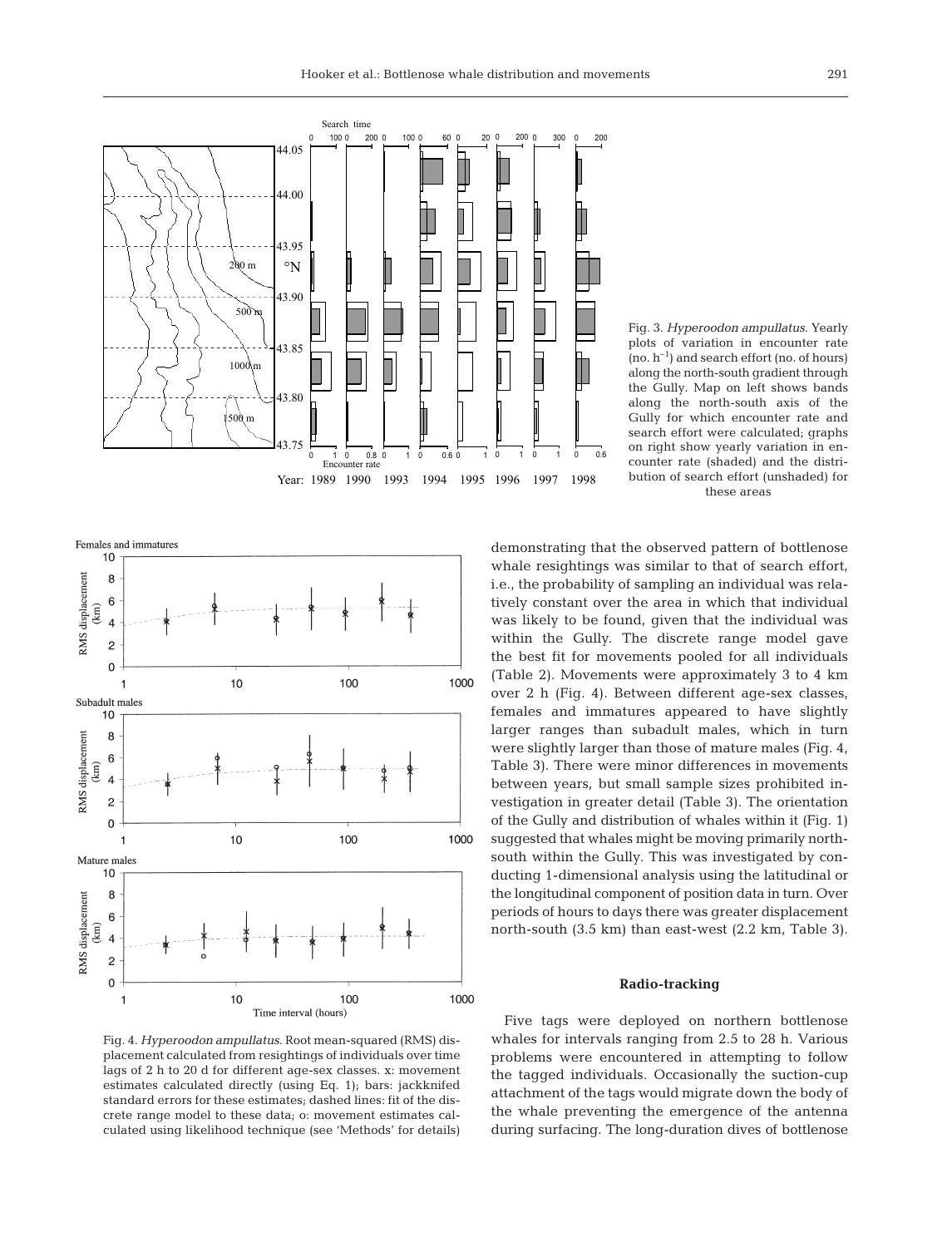Fig. 3. *Hyperoodon ampullatus*. Yearly plots of variation in encounter rate (no. $h^{-1}$) and search effort (no. of hours) along the north-south gradient through the Gully. Map on left shows bands along the north-south axis of the Gully for which encounter rate and search effort were calculated; graphs on right show yearly variation in encounter rate (shaded) and the distribution of search effort (unshaded) for these areas

Fig. 4. *Hyperoodon ampullatus*. Root mean-squared (RMS) displacement calculated from resightings of individuals over time lags of 2 h to 20 d for different age-sex classes. x: movement estimates calculated directly (using Eq. 1); bars: jackknifed standard errors for these estimates; dashed lines: fit of the discrete range model to these data; o: movement estimates calculated using likelihood technique (see 'Methods' for details)

demonstrating that the observed pattern of bottlenose whale resightings was similar to that of search effort, i.e., the probability of sampling an individual was relatively constant over the area in which that individual was likely to be found, given that the individual was within the Gully. The discrete range model gave the best fit for movements pooled for all individuals (Table 2). Movements were approximately 3 to 4 km over 2 h (Fig. 4). Between different age-sex classes, females and immatures appeared to have slightly larger ranges than subadult males, which in turn were slightly larger than those of mature males (Fig. 4, Table 3). There were minor differences in movements between years, but small sample sizes prohibited investigation in greater detail (Table 3). The orientation of the Gully and distribution of whales within it (Fig. 1) suggested that whales might be moving primarily north-south within the Gully. This was investigated by conducting 1-dimensional analysis using the latitudinal or the longitudinal component of position data in turn. Over periods of hours to days there was greater displacement north-south (3.5 km) than east-west (2.2 km, Table 3).

### Radio-tracking

Five tags were deployed on northern bottlenose whales for intervals ranging from 2.5 to 28 h. Various problems were encountered in attempting to follow the tagged individuals. Occasionally the suction-cup attachment of the tags would migrate down the body of the whale preventing the emergence of the antenna during surfacing. The long-duration dives of bottlenose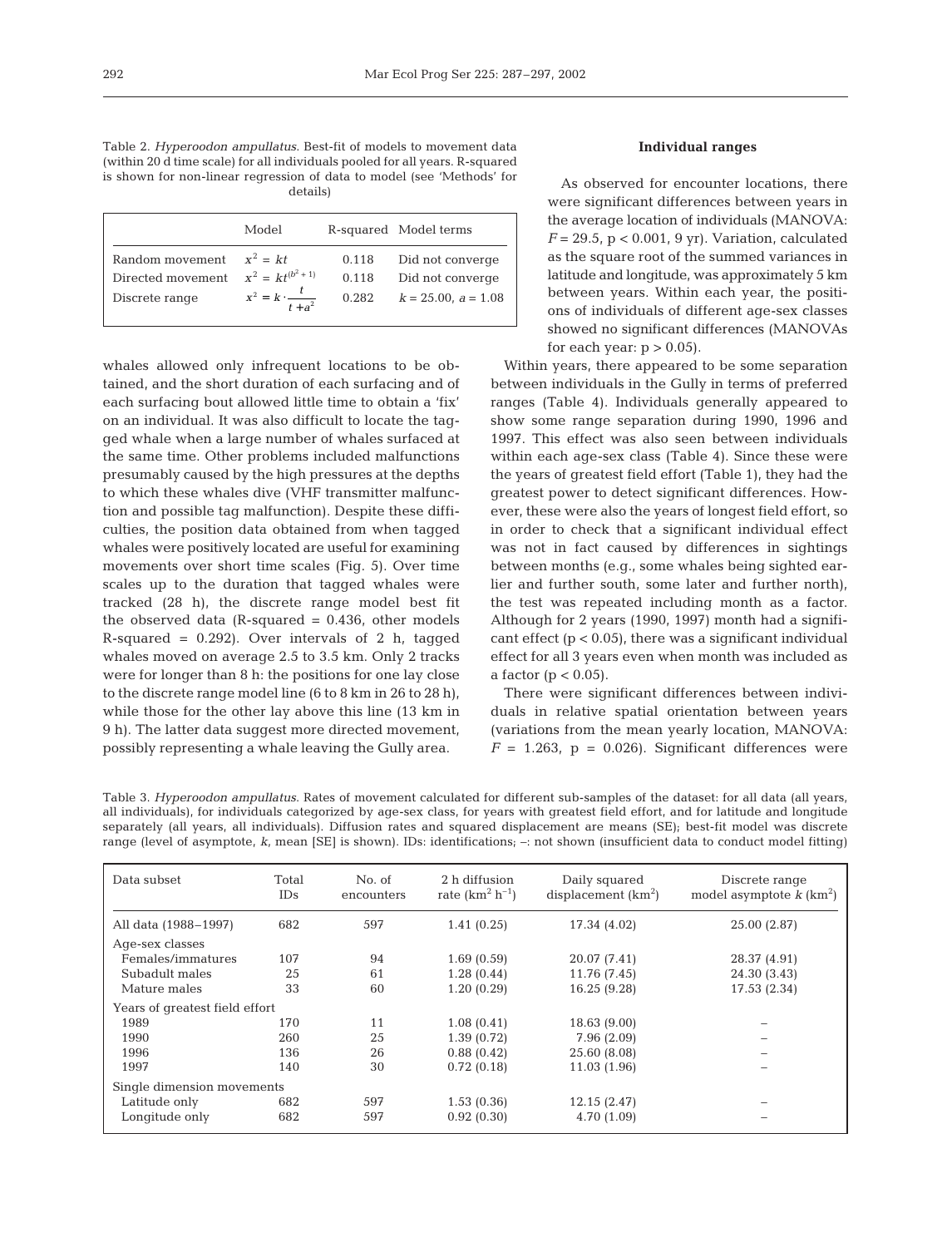Table 2. *Hyperoodon ampullatus*. Best-fit of models to movement data (within 20 d time scale) for all individuals pooled for all years. R-squared is shown for non-linear regression of data to model (see 'Methods' for details)

| | Model | R-squared | Model terms |
|---|---|---|---|
| Random movement | $x^2 = kt$ | 0.118 | Did not converge |
| Directed movement | $x^2 = kt^{(b^2+1)}$ | 0.118 | Did not converge |
| Discrete range | $x^2 = k \cdot \frac{t}{t+a^2}$ | 0.282 | $k = 25.00$, $a = 1.08$ |

whales allowed only infrequent locations to be obtained, and the short duration of each surfacing and of each surfacing bout allowed little time to obtain a 'fix' on an individual. It was also difficult to locate the tagged whale when a large number of whales surfaced at the same time. Other problems included malfunctions presumably caused by the high pressures at the depths to which these whales dive (VHF transmitter malfunction and possible tag malfunction). Despite these difficulties, the position data obtained from when tagged whales were positively located are useful for examining movements over short time scales (Fig. 5). Over time scales up to the duration that tagged whales were tracked (28 h), the discrete range model best fit the observed data (R-squared = 0.436, other models R-squared = 0.292). Over intervals of 2 h, tagged whales moved on average 2.5 to 3.5 km. Only 2 tracks were for longer than 8 h: the positions for one lay close to the discrete range model line (6 to 8 km in 26 to 28 h), while those for the other lay above this line (13 km in 9 h). The latter data suggest more directed movement, possibly representing a whale leaving the Gully area.

**Individual ranges**

As observed for encounter locations, there were significant differences between years in the average location of individuals (MANOVA: $F = 29.5$, $p < 0.001$, 9 yr). Variation, calculated as the square root of the summed variances in latitude and longitude, was approximately 5 km between years. Within each year, the positions of individuals of different age-sex classes showed no significant differences (MANOVAs for each year: $p > 0.05$).

Within years, there appeared to be some separation between individuals in the Gully in terms of preferred ranges (Table 4). Individuals generally appeared to show some range separation during 1990, 1996 and 1997. This effect was also seen between individuals within each age-sex class (Table 4). Since these were the years of greatest field effort (Table 1), they had the greatest power to detect significant differences. However, these were also the years of longest field effort, so in order to check that a significant individual effect was not in fact caused by differences in sightings between months (e.g., some whales being sighted earlier and further south, some later and further north), the test was repeated including month as a factor. Although for 2 years (1990, 1997) month had a significant effect ($p < 0.05$), there was a significant individual effect for all 3 years even when month was included as a factor ($p < 0.05$).

There were significant differences between individuals in relative spatial orientation between years (variations from the mean yearly location, MANOVA: $F = 1.263$, $p = 0.026$). Significant differences were

Table 3. *Hyperoodon ampullatus*. Rates of movement calculated for different sub-samples of the dataset: for all data (all years, all individuals), for individuals categorized by age-sex class, for years with greatest field effort, and for latitude and longitude separately (all years, all individuals). Diffusion rates and squared displacement are means (SE); best-fit model was discrete range (level of asymptote, *k*, mean [SE] is shown). IDs: identifications; –: not shown (insufficient data to conduct model fitting)

| Data subset | Total IDs | No. of encounters | 2 h diffusion rate ($km^2\ h^{-1}$) | Daily squared displacement ($km^2$) | Discrete range model asymptote $k$ ($km^2$) |
|---|---|---|---|---|---|
| All data (1988–1997) | 682 | 597 | 1.41 (0.25) | 17.34 (4.02) | 25.00 (2.87) |
| Age-sex classes | | | | | |
| Females/immatures | 107 | 94 | 1.69 (0.59) | 20.07 (7.41) | 28.37 (4.91) |
| Subadult males | 25 | 61 | 1.28 (0.44) | 11.76 (7.45) | 24.30 (3.43) |
| Mature males | 33 | 60 | 1.20 (0.29) | 16.25 (9.28) | 17.53 (2.34) |
| Years of greatest field effort | | | | | |
| 1989 | 170 | 11 | 1.08 (0.41) | 18.63 (9.00) | – |
| 1990 | 260 | 25 | 1.39 (0.72) | 7.96 (2.09) | – |
| 1996 | 136 | 26 | 0.88 (0.42) | 25.60 (8.08) | – |
| 1997 | 140 | 30 | 0.72 (0.18) | 11.03 (1.96) | – |
| Single dimension movements | | | | | |
| Latitude only | 682 | 597 | 1.53 (0.36) | 12.15 (2.47) | – |
| Longitude only | 682 | 597 | 0.92 (0.30) | 4.70 (1.09) | – |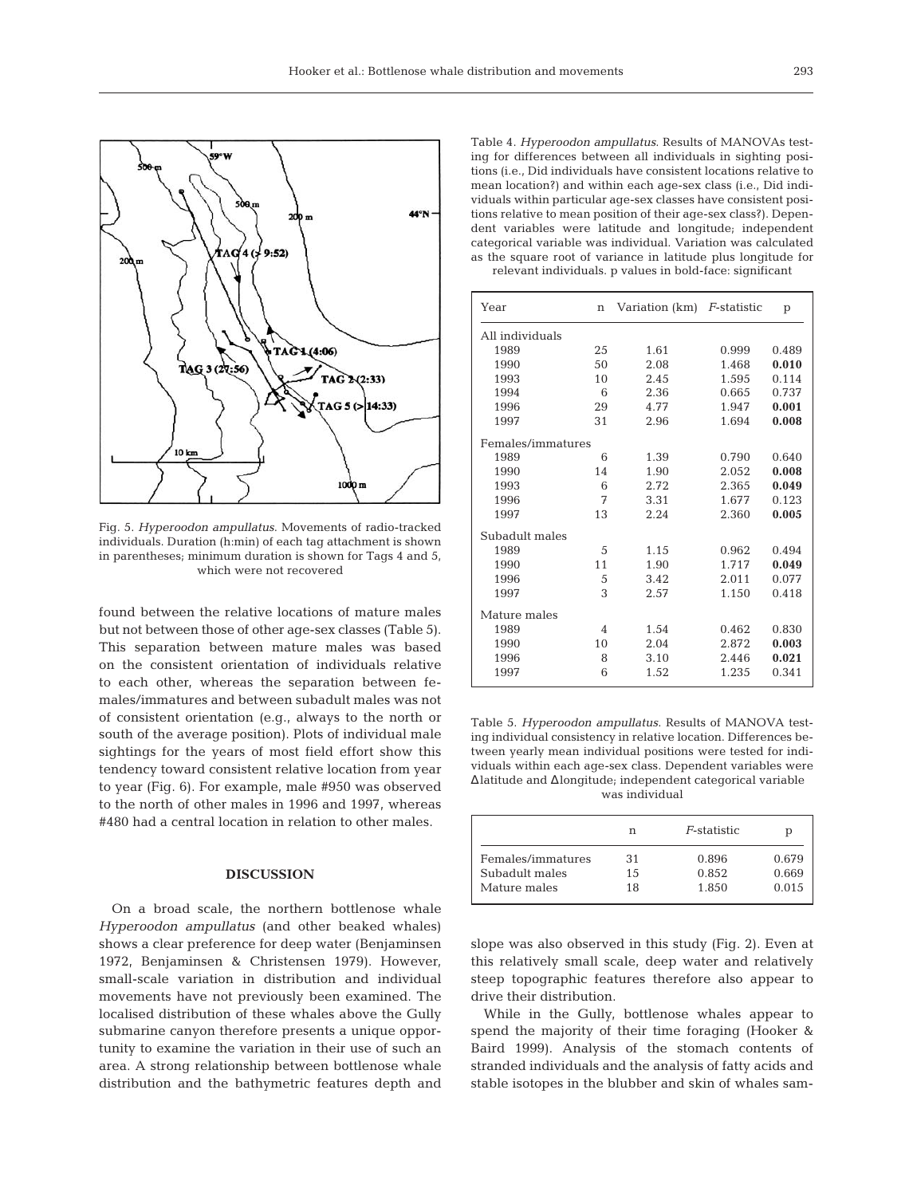Fig. 5. *Hyperoodon ampullatus*. Movements of radio-tracked individuals. Duration (h:min) of each tag attachment is shown in parentheses; minimum duration is shown for Tags 4 and 5, which were not recovered

found between the relative locations of mature males but not between those of other age-sex classes (Table 5). This separation between mature males was based on the consistent orientation of individuals relative to each other, whereas the separation between females/immatures and between subadult males was not of consistent orientation (e.g., always to the north or south of the average position). Plots of individual male sightings for the years of most field effort show this tendency toward consistent relative location from year to year (Fig. 6). For example, male #950 was observed to the north of other males in 1996 and 1997, whereas #480 had a central location in relation to other males.

## DISCUSSION

On a broad scale, the northern bottlenose whale *Hyperoodon ampullatus* (and other beaked whales) shows a clear preference for deep water (Benjaminsen 1972, Benjaminsen & Christensen 1979). However, small-scale variation in distribution and individual movements have not previously been examined. The localised distribution of these whales above the Gully submarine canyon therefore presents a unique opportunity to examine the variation in their use of such an area. A strong relationship between bottlenose whale distribution and the bathymetric features depth and slope was also observed in this study (Fig. 2). Even at this relatively small scale, deep water and relatively steep topographic features therefore also appear to drive their distribution.

While in the Gully, bottlenose whales appear to spend the majority of their time foraging (Hooker & Baird 1999). Analysis of the stomach contents of stranded individuals and the analysis of fatty acids and stable isotopes in the blubber and skin of whales sam-

Table 4. *Hyperoodon ampullatus*. Results of MANOVAs testing for differences between all individuals in sighting positions (i.e., Did individuals have consistent locations relative to mean location?) and within each age-sex class (i.e., Did individuals within particular age-sex classes have consistent positions relative to mean position of their age-sex class?). Dependent variables were latitude and longitude; independent categorical variable was individual. Variation was calculated as the square root of variance in latitude plus longitude for relevant individuals. p values in bold-face: significant

| Year | n | Variation (km) | *F*-statistic | p |
|---|---|---|---|---|
| All individuals | | | | |
| 1989 | 25 | 1.61 | 0.999 | 0.489 |
| 1990 | 50 | 2.08 | 1.468 | **0.010** |
| 1993 | 10 | 2.45 | 1.595 | 0.114 |
| 1994 | 6 | 2.36 | 0.665 | 0.737 |
| 1996 | 29 | 4.77 | 1.947 | **0.001** |
| 1997 | 31 | 2.96 | 1.694 | **0.008** |
| Females/immatures | | | | |
| 1989 | 6 | 1.39 | 0.790 | 0.640 |
| 1990 | 14 | 1.90 | 2.052 | **0.008** |
| 1993 | 6 | 2.72 | 2.365 | **0.049** |
| 1996 | 7 | 3.31 | 1.677 | 0.123 |
| 1997 | 13 | 2.24 | 2.360 | **0.005** |
| Subadult males | | | | |
| 1989 | 5 | 1.15 | 0.962 | 0.494 |
| 1990 | 11 | 1.90 | 1.717 | **0.049** |
| 1996 | 5 | 3.42 | 2.011 | 0.077 |
| 1997 | 3 | 2.57 | 1.150 | 0.418 |
| Mature males | | | | |
| 1989 | 4 | 1.54 | 0.462 | 0.830 |
| 1990 | 10 | 2.04 | 2.872 | **0.003** |
| 1996 | 8 | 3.10 | 2.446 | **0.021** |
| 1997 | 6 | 1.52 | 1.235 | 0.341 |

Table 5. *Hyperoodon ampullatus*. Results of MANOVA testing individual consistency in relative location. Differences between yearly mean individual positions were tested for individuals within each age-sex class. Dependent variables were Δlatitude and Δlongitude; independent categorical variable was individual

| | n | *F*-statistic | p |
|---|---|---|---|
| Females/immatures | 31 | 0.896 | 0.679 |
| Subadult males | 15 | 0.852 | 0.669 |
| Mature males | 18 | 1.850 | 0.015 |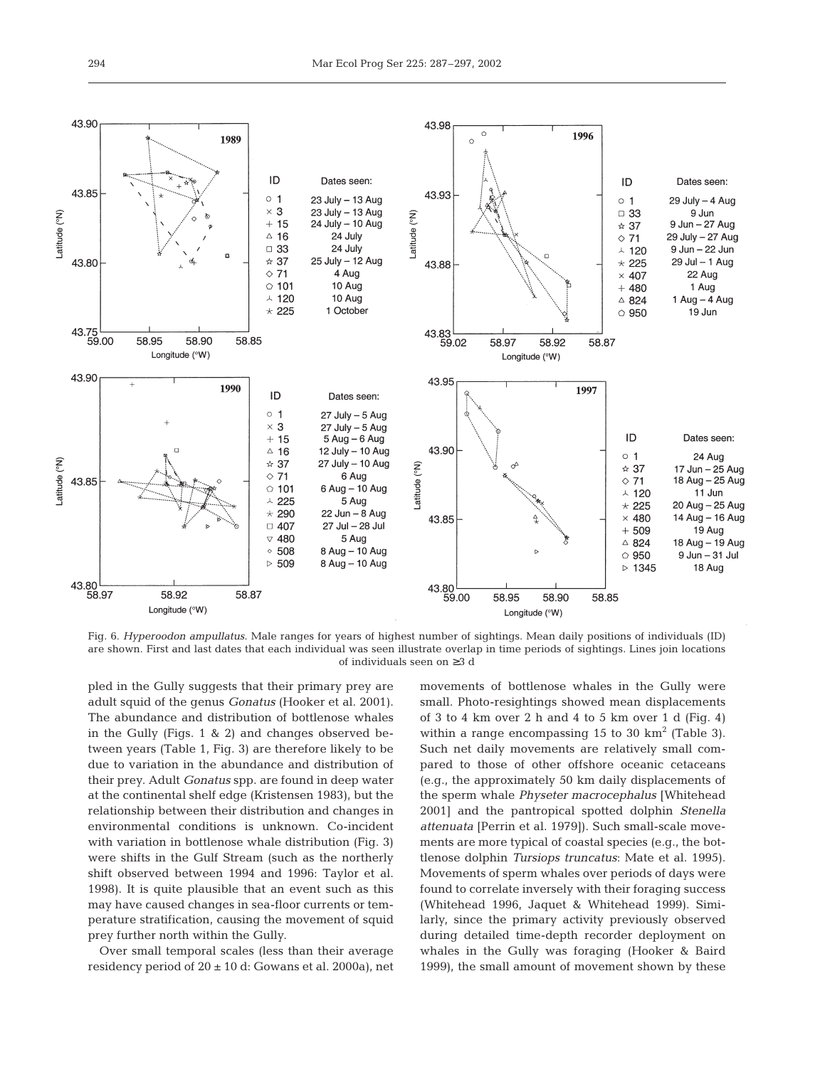Fig. 6. *Hyperoodon ampullatus.* Male ranges for years of highest number of sightings. Mean daily positions of individuals (ID) are shown. First and last dates that each individual was seen illustrate overlap in time periods of sightings. Lines join locations of individuals seen on ≥3 d

pled in the Gully suggests that their primary prey are adult squid of the genus *Gonatus* (Hooker et al. 2001). The abundance and distribution of bottlenose whales in the Gully (Figs. 1 & 2) and changes observed between years (Table 1, Fig. 3) are therefore likely to be due to variation in the abundance and distribution of their prey. Adult *Gonatus* spp. are found in deep water at the continental shelf edge (Kristensen 1983), but the relationship between their distribution and changes in environmental conditions is unknown. Co-incident with variation in bottlenose whale distribution (Fig. 3) were shifts in the Gulf Stream (such as the northerly shift observed between 1994 and 1996: Taylor et al. 1998). It is quite plausible that an event such as this may have caused changes in sea-floor currents or temperature stratification, causing the movement of squid prey further north within the Gully.

Over small temporal scales (less than their average residency period of 20 ± 10 d: Gowans et al. 2000a), net movements of bottlenose whales in the Gully were small. Photo-resightings showed mean displacements of 3 to 4 km over 2 h and 4 to 5 km over 1 d (Fig. 4) within a range encompassing 15 to 30 km$^2$ (Table 3). Such net daily movements are relatively small compared to those of other offshore oceanic cetaceans (e.g., the approximately 50 km daily displacements of the sperm whale *Physeter macrocephalus* [Whitehead 2001] and the pantropical spotted dolphin *Stenella attenuata* [Perrin et al. 1979]). Such small-scale movements are more typical of coastal species (e.g., the bottlenose dolphin *Tursiops truncatus*: Mate et al. 1995). Movements of sperm whales over periods of days were found to correlate inversely with their foraging success (Whitehead 1996, Jaquet & Whitehead 1999). Similarly, since the primary activity previously observed during detailed time-depth recorder deployment on whales in the Gully was foraging (Hooker & Baird 1999), the small amount of movement shown by these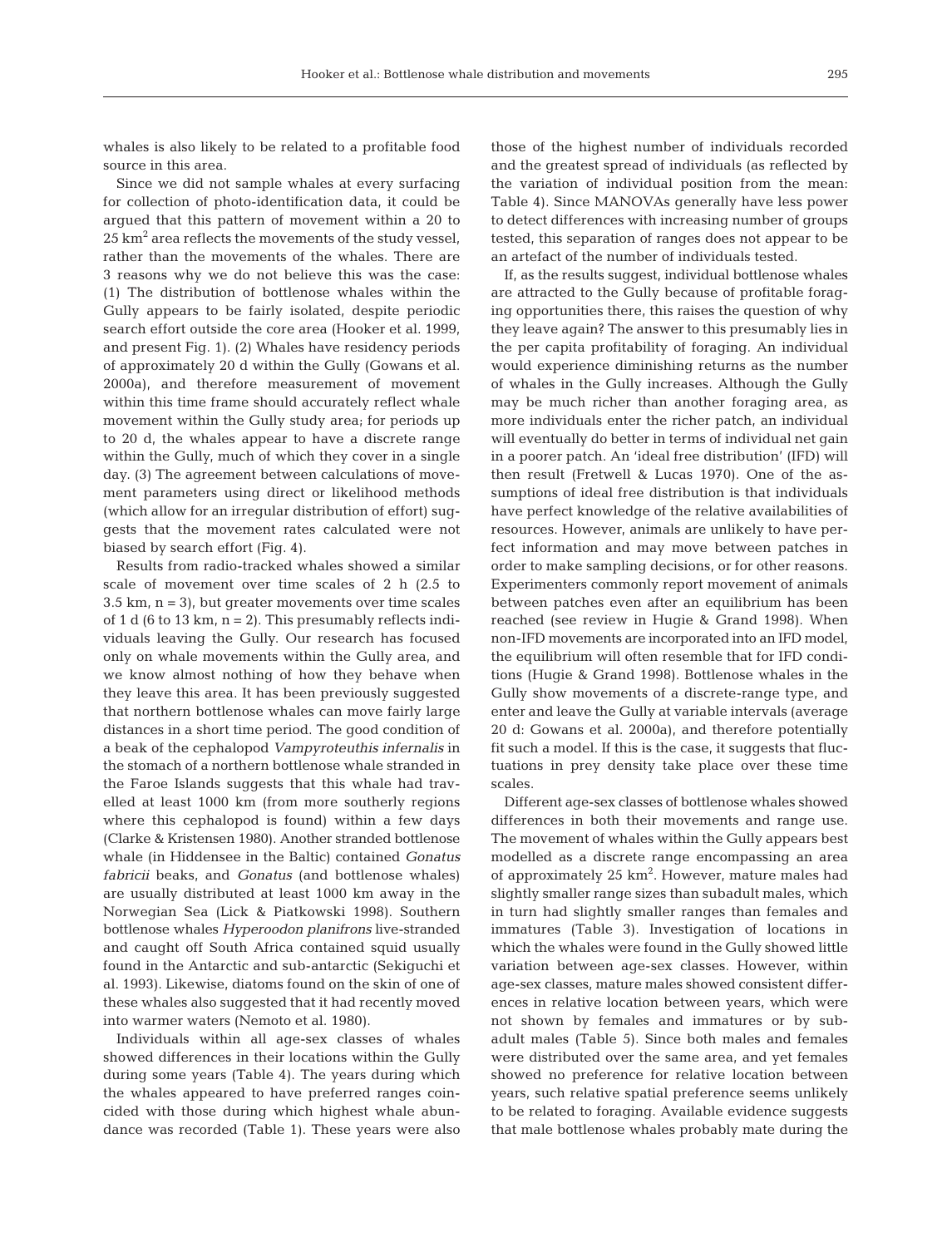whales is also likely to be related to a profitable food source in this area.

Since we did not sample whales at every surfacing for collection of photo-identification data, it could be argued that this pattern of movement within a 20 to 25 $km^2$ area reflects the movements of the study vessel, rather than the movements of the whales. There are 3 reasons why we do not believe this was the case: (1) The distribution of bottlenose whales within the Gully appears to be fairly isolated, despite periodic search effort outside the core area (Hooker et al. 1999, and present Fig. 1). (2) Whales have residency periods of approximately 20 d within the Gully (Gowans et al. 2000a), and therefore measurement of movement within this time frame should accurately reflect whale movement within the Gully study area; for periods up to 20 d, the whales appear to have a discrete range within the Gully, much of which they cover in a single day. (3) The agreement between calculations of movement parameters using direct or likelihood methods (which allow for an irregular distribution of effort) suggests that the movement rates calculated were not biased by search effort (Fig. 4).

Results from radio-tracked whales showed a similar scale of movement over time scales of 2 h (2.5 to 3.5 km, n = 3), but greater movements over time scales of 1 d (6 to 13 km, n = 2). This presumably reflects individuals leaving the Gully. Our research has focused only on whale movements within the Gully area, and we know almost nothing of how they behave when they leave this area. It has been previously suggested that northern bottlenose whales can move fairly large distances in a short time period. The good condition of a beak of the cephalopod *Vampyroteuthis infernalis* in the stomach of a northern bottlenose whale stranded in the Faroe Islands suggests that this whale had travelled at least 1000 km (from more southerly regions where this cephalopod is found) within a few days (Clarke & Kristensen 1980). Another stranded bottlenose whale (in Hiddensee in the Baltic) contained *Gonatus fabricii* beaks, and *Gonatus* (and bottlenose whales) are usually distributed at least 1000 km away in the Norwegian Sea (Lick & Piatkowski 1998). Southern bottlenose whales *Hyperoodon planifrons* live-stranded and caught off South Africa contained squid usually found in the Antarctic and sub-antarctic (Sekiguchi et al. 1993). Likewise, diatoms found on the skin of one of these whales also suggested that it had recently moved into warmer waters (Nemoto et al. 1980).

Individuals within all age-sex classes of whales showed differences in their locations within the Gully during some years (Table 4). The years during which the whales appeared to have preferred ranges coincided with those during which highest whale abundance was recorded (Table 1). These years were also those of the highest number of individuals recorded and the greatest spread of individuals (as reflected by the variation of individual position from the mean: Table 4). Since MANOVAs generally have less power to detect differences with increasing number of groups tested, this separation of ranges does not appear to be an artefact of the number of individuals tested.

If, as the results suggest, individual bottlenose whales are attracted to the Gully because of profitable foraging opportunities there, this raises the question of why they leave again? The answer to this presumably lies in the per capita profitability of foraging. An individual would experience diminishing returns as the number of whales in the Gully increases. Although the Gully may be much richer than another foraging area, as more individuals enter the richer patch, an individual will eventually do better in terms of individual net gain in a poorer patch. An 'ideal free distribution' (IFD) will then result (Fretwell & Lucas 1970). One of the assumptions of ideal free distribution is that individuals have perfect knowledge of the relative availabilities of resources. However, animals are unlikely to have perfect information and may move between patches in order to make sampling decisions, or for other reasons. Experimenters commonly report movement of animals between patches even after an equilibrium has been reached (see review in Hugie & Grand 1998). When non-IFD movements are incorporated into an IFD model, the equilibrium will often resemble that for IFD conditions (Hugie & Grand 1998). Bottlenose whales in the Gully show movements of a discrete-range type, and enter and leave the Gully at variable intervals (average 20 d: Gowans et al. 2000a), and therefore potentially fit such a model. If this is the case, it suggests that fluctuations in prey density take place over these time scales.

Different age-sex classes of bottlenose whales showed differences in both their movements and range use. The movement of whales within the Gully appears best modelled as a discrete range encompassing an area of approximately 25 $km^2$. However, mature males had slightly smaller range sizes than subadult males, which in turn had slightly smaller ranges than females and immatures (Table 3). Investigation of locations in which the whales were found in the Gully showed little variation between age-sex classes. However, within age-sex classes, mature males showed consistent differences in relative location between years, which were not shown by females and immatures or by subadult males (Table 5). Since both males and females were distributed over the same area, and yet females showed no preference for relative location between years, such relative spatial preference seems unlikely to be related to foraging. Available evidence suggests that male bottlenose whales probably mate during the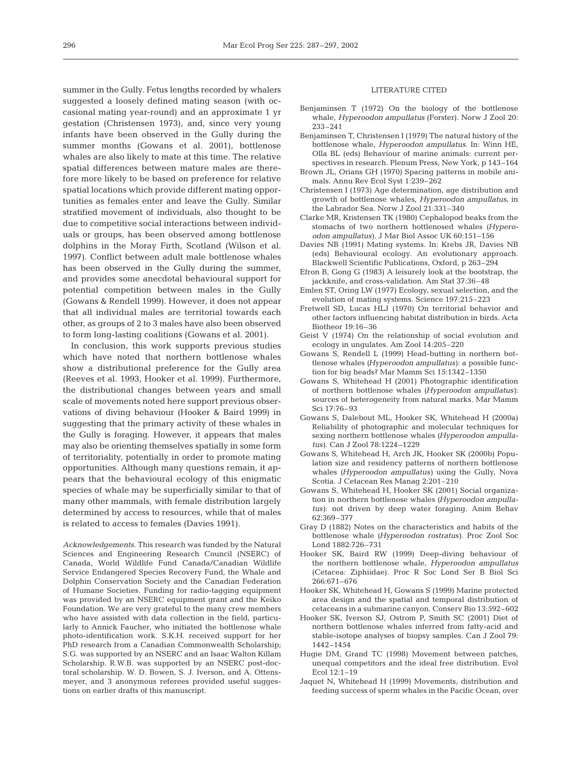summer in the Gully. Fetus lengths recorded by whalers suggested a loosely defined mating season (with occasional mating year-round) and an approximate 1 yr gestation (Christensen 1973), and, since very young infants have been observed in the Gully during the summer months (Gowans et al. 2001), bottlenose whales are also likely to mate at this time. The relative spatial differences between mature males are therefore more likely to be based on preference for relative spatial locations which provide different mating opportunities as females enter and leave the Gully. Similar stratified movement of individuals, also thought to be due to competitive social interactions between individuals or groups, has been observed among bottlenose dolphins in the Moray Firth, Scotland (Wilson et al. 1997). Conflict between adult male bottlenose whales has been observed in the Gully during the summer, and provides some anecdotal behavioural support for potential competition between males in the Gully (Gowans & Rendell 1999). However, it does not appear that all individual males are territorial towards each other, as groups of 2 to 3 males have also been observed to form long-lasting coalitions (Gowans et al. 2001).

In conclusion, this work supports previous studies which have noted that northern bottlenose whales show a distributional preference for the Gully area (Reeves et al. 1993, Hooker et al. 1999). Furthermore, the distributional changes between years and small scale of movements noted here support previous observations of diving behaviour (Hooker & Baird 1999) in suggesting that the primary activity of these whales in the Gully is foraging. However, it appears that males may also be orienting themselves spatially in some form of territoriality, potentially in order to promote mating opportunities. Although many questions remain, it appears that the behavioural ecology of this enigmatic species of whale may be superficially similar to that of many other mammals, with female distribution largely determined by access to resources, while that of males is related to access to females (Davies 1991).

*Acknowledgements.* This research was funded by the Natural Sciences and Engineering Research Council (NSERC) of Canada, World Wildlife Fund Canada/Canadian Wildlife Service Endangered Species Recovery Fund, the Whale and Dolphin Conservation Society and the Canadian Federation of Humane Societies. Funding for radio-tagging equipment was provided by an NSERC equipment grant and the Keiko Foundation. We are very grateful to the many crew members who have assisted with data collection in the field, particularly to Annick Faucher, who initiated the bottlenose whale photo-identification work. S.K.H. received support for her PhD research from a Canadian Commonwealth Scholarship; S.G. was supported by an NSERC and an Isaac Walton Killam Scholarship. R.W.B. was supported by an NSERC post-doctoral scholarship. W. D. Bowen, S. J. Iverson, and A. Ottensmeyer, and 3 anonymous referees provided useful suggestions on earlier drafts of this manuscript.

## LITERATURE CITED

- Benjaminsen T (1972) On the biology of the bottlenose whale, *Hyperoodon ampullatus* (Forster). Norw J Zool 20: 233–241
- Benjaminsen T, Christensen I (1979) The natural history of the bottlenose whale, *Hyperoodon ampullatus*. In: Winn HE, Olla BL (eds) Behaviour of marine animals: current perspectives in research. Plenum Press, New York, p 143–164
- Brown JL, Orians GH (1970) Spacing patterns in mobile animals. Annu Rev Ecol Syst 1:239–262
- Christensen I (1973) Age determination, age distribution and growth of bottlenose whales, *Hyperoodon ampullatus*, in the Labrador Sea. Norw J Zool 21:331–340
- Clarke MR, Kristensen TK (1980) Cephalopod beaks from the stomachs of two northern bottlenosed whales (*Hyperoodon ampullatus*). J Mar Biol Assoc UK 60:151–156
- Davies NB (1991) Mating systems. In: Krebs JR, Davies NB (eds) Behavioural ecology. An evolutionary approach. Blackwell Scientific Publications, Oxford, p 263–294
- Efron B, Gong G (1983) A leisurely look at the bootstrap, the jackknife, and cross-validation. Am Stat 37:36–48
- Emlen ST, Oring LW (1977) Ecology, sexual selection, and the evolution of mating systems. Science 197:215–223
- Fretwell SD, Lucas HLJ (1970) On territorial behavior and other factors influencing habitat distribution in birds. Acta Biotheor 19:16–36
- Geist V (1974) On the relationship of social evolution and ecology in ungulates. Am Zool 14:205–220
- Gowans S, Rendell L (1999) Head-butting in northern bottlenose whales (*Hyperoodon ampullatus*): a possible function for big heads? Mar Mamm Sci 15:1342–1350
- Gowans S, Whitehead H (2001) Photographic identification of northern bottlenose whales (*Hyperoodon ampullatus*): sources of heterogeneity from natural marks. Mar Mamm Sci 17:76–93
- Gowans S, Dalebout ML, Hooker SK, Whitehead H (2000a) Reliability of photographic and molecular techniques for sexing northern bottlenose whales (*Hyperoodon ampullatus*). Can J Zool 78:1224–1229
- Gowans S, Whitehead H, Arch JK, Hooker SK (2000b) Population size and residency patterns of northern bottlenose whales (*Hyperoodon ampullatus*) using the Gully, Nova Scotia. J Cetacean Res Manag 2:201–210
- Gowans S, Whitehead H, Hooker SK (2001) Social organization in northern bottlenose whales (*Hyperoodon ampullatus*): not driven by deep water foraging. Anim Behav 62:369–377
- Gray D (1882) Notes on the characteristics and habits of the bottlenose whale (*Hyperoodon rostratus*). Proc Zool Soc Lond 1882:726–731
- Hooker SK, Baird RW (1999) Deep-diving behaviour of the northern bottlenose whale, *Hyperoodon ampullatus* (Cetacea: Ziphiidae). Proc R Soc Lond Ser B Biol Sci 266:671–676
- Hooker SK, Whitehead H, Gowans S (1999) Marine protected area design and the spatial and temporal distribution of cetaceans in a submarine canyon. Conserv Bio 13:592–602
- Hooker SK, Iverson SJ, Ostrom P, Smith SC (2001) Diet of northern bottlenose whales inferred from fatty-acid and stable-isotope analyses of biopsy samples. Can J Zool 79: 1442–1454
- Hugie DM, Grand TC (1998) Movement between patches, unequal competitors and the ideal free distribution. Evol Ecol 12:1–19
- Jaquet N, Whitehead H (1999) Movements, distribution and feeding success of sperm whales in the Pacific Ocean, over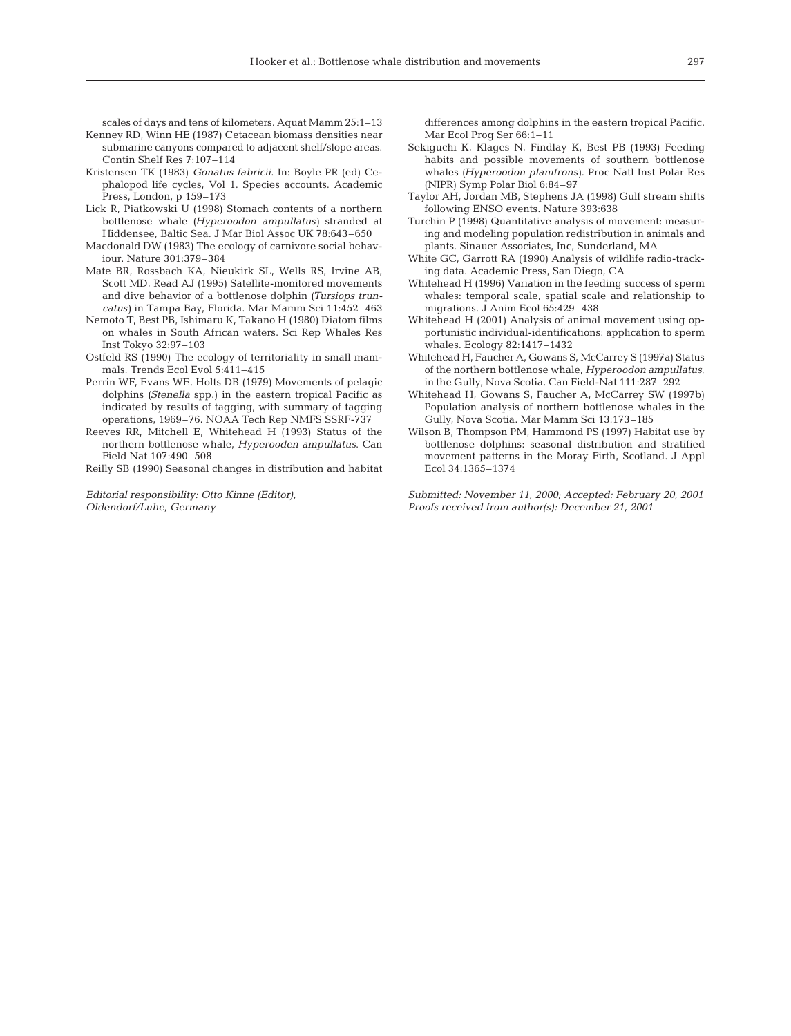scales of days and tens of kilometers. Aquat Mamm 25:1–13

Kenney RD, Winn HE (1987) Cetacean biomass densities near submarine canyons compared to adjacent shelf/slope areas. Contin Shelf Res 7:107–114

Kristensen TK (1983) *Gonatus fabricii*. In: Boyle PR (ed) Cephalopod life cycles, Vol 1. Species accounts. Academic Press, London, p 159–173

Lick R, Piatkowski U (1998) Stomach contents of a northern bottlenose whale (*Hyperoodon ampullatus*) stranded at Hiddensee, Baltic Sea. J Mar Biol Assoc UK 78:643–650

Macdonald DW (1983) The ecology of carnivore social behaviour. Nature 301:379–384

Mate BR, Rossbach KA, Nieukirk SL, Wells RS, Irvine AB, Scott MD, Read AJ (1995) Satellite-monitored movements and dive behavior of a bottlenose dolphin (*Tursiops truncatus*) in Tampa Bay, Florida. Mar Mamm Sci 11:452–463

Nemoto T, Best PB, Ishimaru K, Takano H (1980) Diatom films on whales in South African waters. Sci Rep Whales Res Inst Tokyo 32:97–103

Ostfeld RS (1990) The ecology of territoriality in small mammals. Trends Ecol Evol 5:411–415

Perrin WF, Evans WE, Holts DB (1979) Movements of pelagic dolphins (*Stenella* spp.) in the eastern tropical Pacific as indicated by results of tagging, with summary of tagging operations, 1969–76. NOAA Tech Rep NMFS SSRF-737

Reeves RR, Mitchell E, Whitehead H (1993) Status of the northern bottlenose whale, *Hyperooden ampullatus*. Can Field Nat 107:490–508

Reilly SB (1990) Seasonal changes in distribution and habitat differences among dolphins in the eastern tropical Pacific. Mar Ecol Prog Ser 66:1–11

Sekiguchi K, Klages N, Findlay K, Best PB (1993) Feeding habits and possible movements of southern bottlenose whales (*Hyperoodon planifrons*). Proc Natl Inst Polar Res (NIPR) Symp Polar Biol 6:84–97

Taylor AH, Jordan MB, Stephens JA (1998) Gulf stream shifts following ENSO events. Nature 393:638

Turchin P (1998) Quantitative analysis of movement: measuring and modeling population redistribution in animals and plants. Sinauer Associates, Inc, Sunderland, MA

White GC, Garrott RA (1990) Analysis of wildlife radio-tracking data. Academic Press, San Diego, CA

Whitehead H (1996) Variation in the feeding success of sperm whales: temporal scale, spatial scale and relationship to migrations. J Anim Ecol 65:429–438

Whitehead H (2001) Analysis of animal movement using opportunistic individual-identifications: application to sperm whales. Ecology 82:1417–1432

Whitehead H, Faucher A, Gowans S, McCarrey S (1997a) Status of the northern bottlenose whale, *Hyperoodon ampullatus*, in the Gully, Nova Scotia. Can Field-Nat 111:287–292

Whitehead H, Gowans S, Faucher A, McCarrey SW (1997b) Population analysis of northern bottlenose whales in the Gully, Nova Scotia. Mar Mamm Sci 13:173–185

Wilson B, Thompson PM, Hammond PS (1997) Habitat use by bottlenose dolphins: seasonal distribution and stratified movement patterns in the Moray Firth, Scotland. J Appl Ecol 34:1365–1374

*Editorial responsibility: Otto Kinne (Editor), Oldendorf/Luhe, Germany*

*Submitted: November 11, 2000; Accepted: February 20, 2001*
*Proofs received from author(s): December 21, 2001*